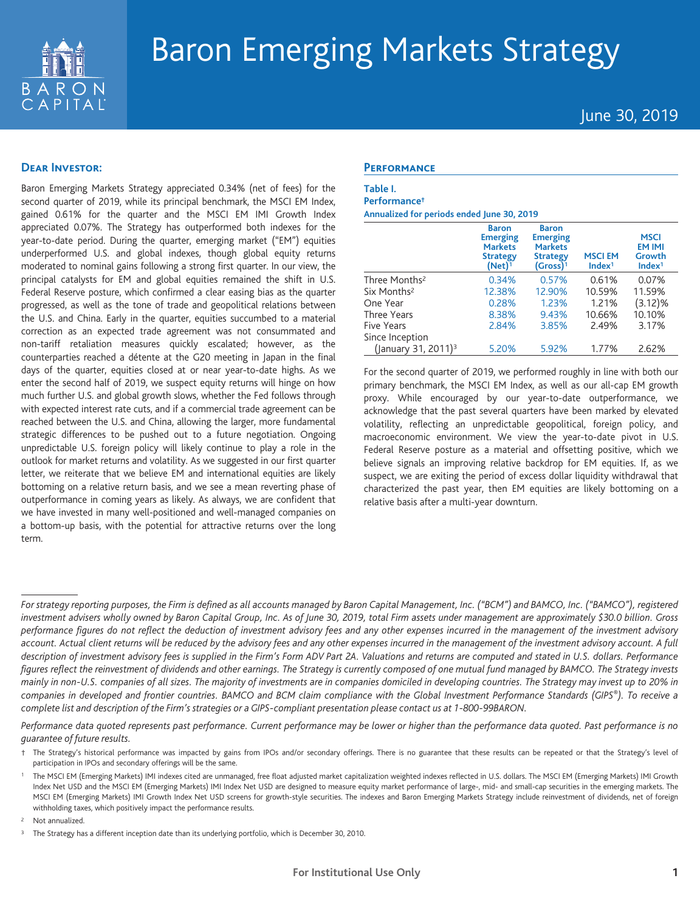# Baron Emerging Markets Strategy

June 30, 2019

## Dear Investor:

Baron Emerging Markets Strategy appreciated 0.34% (net of fees) for the second quarter of 2019, while its principal benchmark, the MSCI EM Index, gained 0.61% for the quarter and the MSCI EM IMI Growth Index appreciated 0.07%. The Strategy has outperformed both indexes for the year-to-date period. During the quarter, emerging market ("EM") equities underperformed U.S. and global indexes, though global equity returns moderated to nominal gains following a strong first quarter. In our view, the principal catalysts for EM and global equities remained the shift in U.S. Federal Reserve posture, which confirmed a clear easing bias as the quarter progressed, as well as the tone of trade and geopolitical relations between the U.S. and China. Early in the quarter, equities succumbed to a material correction as an expected trade agreement was not consummated and non-tariff retaliation measures quickly escalated; however, as the counterparties reached a détente at the G20 meeting in Japan in the final days of the quarter, equities closed at or near year-to-date highs. As we enter the second half of 2019, we suspect equity returns will hinge on how much further U.S. and global growth slows, whether the Fed follows through with expected interest rate cuts, and if a commercial trade agreement can be reached between the U.S. and China, allowing the larger, more fundamental strategic differences to be pushed out to a future negotiation. Ongoing unpredictable U.S. foreign policy will likely continue to play a role in the outlook for market returns and volatility. As we suggested in our first quarter letter, we reiterate that we believe EM and international equities are likely bottoming on a relative return basis, and we see a mean reverting phase of outperformance in coming years as likely. As always, we are confident that we have invested in many well-positioned and well-managed companies on a bottom-up basis, with the potential for attractive returns over the long term.

## Performance

**Table I.**
**Performance†**
**Annualized for periods ended June 30, 2019**

| | Baron Emerging Markets Strategy (Net)[1] | Baron Emerging Markets Strategy (Gross)[1] | MSCI EM Index[1] | MSCI EM IMI Growth Index[1] |
|---|---|---|---|---|
| Three Months[2] | 0.34% | 0.57% | 0.61% | 0.07% |
| Six Months[2] | 12.38% | 12.90% | 10.59% | 11.59% |
| One Year | 0.28% | 1.23% | 1.21% | (3.12)% |
| Three Years | 8.38% | 9.43% | 10.66% | 10.10% |
| Five Years | 2.84% | 3.85% | 2.49% | 3.17% |
| Since Inception (January 31, 2011)[3] | 5.20% | 5.92% | 1.77% | 2.62% |

For the second quarter of 2019, we performed roughly in line with both our primary benchmark, the MSCI EM Index, as well as our all-cap EM growth proxy. While encouraged by our year-to-date outperformance, we acknowledge that the past several quarters have been marked by elevated volatility, reflecting an unpredictable geopolitical, foreign policy, and macroeconomic environment. We view the year-to-date pivot in U.S. Federal Reserve posture as a material and offsetting positive, which we believe signals an improving relative backdrop for EM equities. If, as we suspect, we are exiting the period of excess dollar liquidity withdrawal that characterized the past year, then EM equities are likely bottoming on a relative basis after a multi-year downturn.

---

*For strategy reporting purposes, the Firm is defined as all accounts managed by Baron Capital Management, Inc. ("BCM") and BAMCO, Inc. ("BAMCO"), registered investment advisers wholly owned by Baron Capital Group, Inc. As of June 30, 2019, total Firm assets under management are approximately $30.0 billion. Gross performance figures do not reflect the deduction of investment advisory fees and any other expenses incurred in the management of the investment advisory account. Actual client returns will be reduced by the advisory fees and any other expenses incurred in the management of the investment advisory account. A full description of investment advisory fees is supplied in the Firm's Form ADV Part 2A. Valuations and returns are computed and stated in U.S. dollars. Performance figures reflect the reinvestment of dividends and other earnings. The Strategy is currently composed of one mutual fund managed by BAMCO. The Strategy invests mainly in non-U.S. companies of all sizes. The majority of investments are in companies domiciled in developing countries. The Strategy may invest up to 20% in companies in developed and frontier countries. BAMCO and BCM claim compliance with the Global Investment Performance Standards (GIPS®). To receive a complete list and description of the Firm's strategies or a GIPS-compliant presentation please contact us at 1-800-99BARON.*

*Performance data quoted represents past performance. Current performance may be lower or higher than the performance data quoted. Past performance is no guarantee of future results.*

† The Strategy's historical performance was impacted by gains from IPOs and/or secondary offerings. There is no guarantee that these results can be repeated or that the Strategy's level of participation in IPOs and secondary offerings will be the same.

[1] The MSCI EM (Emerging Markets) IMI indexes cited are unmanaged, free float adjusted market capitalization weighted indexes reflected in U.S. dollars. The MSCI EM (Emerging Markets) IMI Growth Index Net USD and the MSCI EM (Emerging Markets) IMI Index Net USD are designed to measure equity market performance of large-, mid- and small-cap securities in the emerging markets. The MSCI EM (Emerging Markets) IMI Growth Index Net USD screens for growth-style securities. The indexes and Baron Emerging Markets Strategy include reinvestment of dividends, net of foreign withholding taxes, which positively impact the performance results.

[2] Not annualized.

[3] The Strategy has a different inception date than its underlying portfolio, which is December 30, 2010.

For Institutional Use Only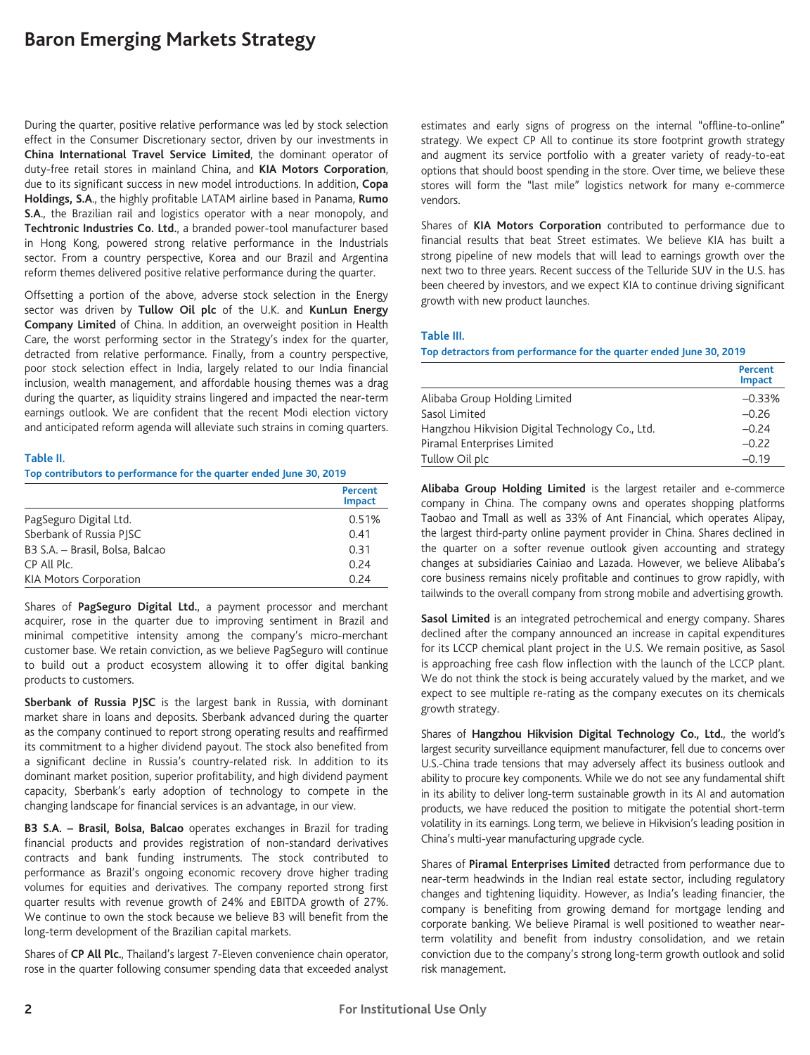During the quarter, positive relative performance was led by stock selection effect in the Consumer Discretionary sector, driven by our investments in **China International Travel Service Limited**, the dominant operator of duty-free retail stores in mainland China, and **KIA Motors Corporation**, due to its significant success in new model introductions. In addition, **Copa Holdings, S.A**., the highly profitable LATAM airline based in Panama, **Rumo S.A**., the Brazilian rail and logistics operator with a near monopoly, and **Techtronic Industries Co. Ltd.**, a branded power-tool manufacturer based in Hong Kong, powered strong relative performance in the Industrials sector. From a country perspective, Korea and our Brazil and Argentina reform themes delivered positive relative performance during the quarter.

Offsetting a portion of the above, adverse stock selection in the Energy sector was driven by **Tullow Oil plc** of the U.K. and **KunLun Energy Company Limited** of China. In addition, an overweight position in Health Care, the worst performing sector in the Strategy's index for the quarter, detracted from relative performance. Finally, from a country perspective, poor stock selection effect in India, largely related to our India financial inclusion, wealth management, and affordable housing themes was a drag during the quarter, as liquidity strains lingered and impacted the near-term earnings outlook. We are confident that the recent Modi election victory and anticipated reform agenda will alleviate such strains in coming quarters.

**Table II.**

**Top contributors to performance for the quarter ended June 30, 2019**

| | Percent Impact |
|---|---|
| PagSeguro Digital Ltd. | 0.51% |
| Sberbank of Russia PJSC | 0.41 |
| B3 S.A. – Brasil, Bolsa, Balcao | 0.31 |
| CP All Plc. | 0.24 |
| KIA Motors Corporation | 0.24 |

Shares of **PagSeguro Digital Ltd.**, a payment processor and merchant acquirer, rose in the quarter due to improving sentiment in Brazil and minimal competitive intensity among the company's micro-merchant customer base. We retain conviction, as we believe PagSeguro will continue to build out a product ecosystem allowing it to offer digital banking products to customers.

**Sberbank of Russia PJSC** is the largest bank in Russia, with dominant market share in loans and deposits. Sberbank advanced during the quarter as the company continued to report strong operating results and reaffirmed its commitment to a higher dividend payout. The stock also benefited from a significant decline in Russia's country-related risk. In addition to its dominant market position, superior profitability, and high dividend payment capacity, Sberbank's early adoption of technology to compete in the changing landscape for financial services is an advantage, in our view.

**B3 S.A. – Brasil, Bolsa, Balcao** operates exchanges in Brazil for trading financial products and provides registration of non-standard derivatives contracts and bank funding instruments. The stock contributed to performance as Brazil's ongoing economic recovery drove higher trading volumes for equities and derivatives. The company reported strong first quarter results with revenue growth of 24% and EBITDA growth of 27%. We continue to own the stock because we believe B3 will benefit from the long-term development of the Brazilian capital markets.

Shares of **CP All Plc.**, Thailand's largest 7-Eleven convenience chain operator, rose in the quarter following consumer spending data that exceeded analyst estimates and early signs of progress on the internal "offline-to-online" strategy. We expect CP All to continue its store footprint growth strategy and augment its service portfolio with a greater variety of ready-to-eat options that should boost spending in the store. Over time, we believe these stores will form the "last mile" logistics network for many e-commerce vendors.

Shares of **KIA Motors Corporation** contributed to performance due to financial results that beat Street estimates. We believe KIA has built a strong pipeline of new models that will lead to earnings growth over the next two to three years. Recent success of the Telluride SUV in the U.S. has been cheered by investors, and we expect KIA to continue driving significant growth with new product launches.

**Table III.**

**Top detractors from performance for the quarter ended June 30, 2019**

| | Percent Impact |
|---|---|
| Alibaba Group Holding Limited | –0.33% |
| Sasol Limited | –0.26 |
| Hangzhou Hikvision Digital Technology Co., Ltd. | –0.24 |
| Piramal Enterprises Limited | –0.22 |
| Tullow Oil plc | –0.19 |

**Alibaba Group Holding Limited** is the largest retailer and e-commerce company in China. The company owns and operates shopping platforms Taobao and Tmall as well as 33% of Ant Financial, which operates Alipay, the largest third-party online payment provider in China. Shares declined in the quarter on a softer revenue outlook given accounting and strategy changes at subsidiaries Cainiao and Lazada. However, we believe Alibaba's core business remains nicely profitable and continues to grow rapidly, with tailwinds to the overall company from strong mobile and advertising growth.

**Sasol Limited** is an integrated petrochemical and energy company. Shares declined after the company announced an increase in capital expenditures for its LCCP chemical plant project in the U.S. We remain positive, as Sasol is approaching free cash flow inflection with the launch of the LCCP plant. We do not think the stock is being accurately valued by the market, and we expect to see multiple re-rating as the company executes on its chemicals growth strategy.

Shares of **Hangzhou Hikvision Digital Technology Co., Ltd.**, the world's largest security surveillance equipment manufacturer, fell due to concerns over U.S.-China trade tensions that may adversely affect its business outlook and ability to procure key components. While we do not see any fundamental shift in its ability to deliver long-term sustainable growth in its AI and automation products, we have reduced the position to mitigate the potential short-term volatility in its earnings. Long term, we believe in Hikvision's leading position in China's multi-year manufacturing upgrade cycle.

Shares of **Piramal Enterprises Limited** detracted from performance due to near-term headwinds in the Indian real estate sector, including regulatory changes and tightening liquidity. However, as India's leading financier, the company is benefiting from growing demand for mortgage lending and corporate banking. We believe Piramal is well positioned to weather near-term volatility and benefit from industry consolidation, and we retain conviction due to the company's strong long-term growth outlook and solid risk management.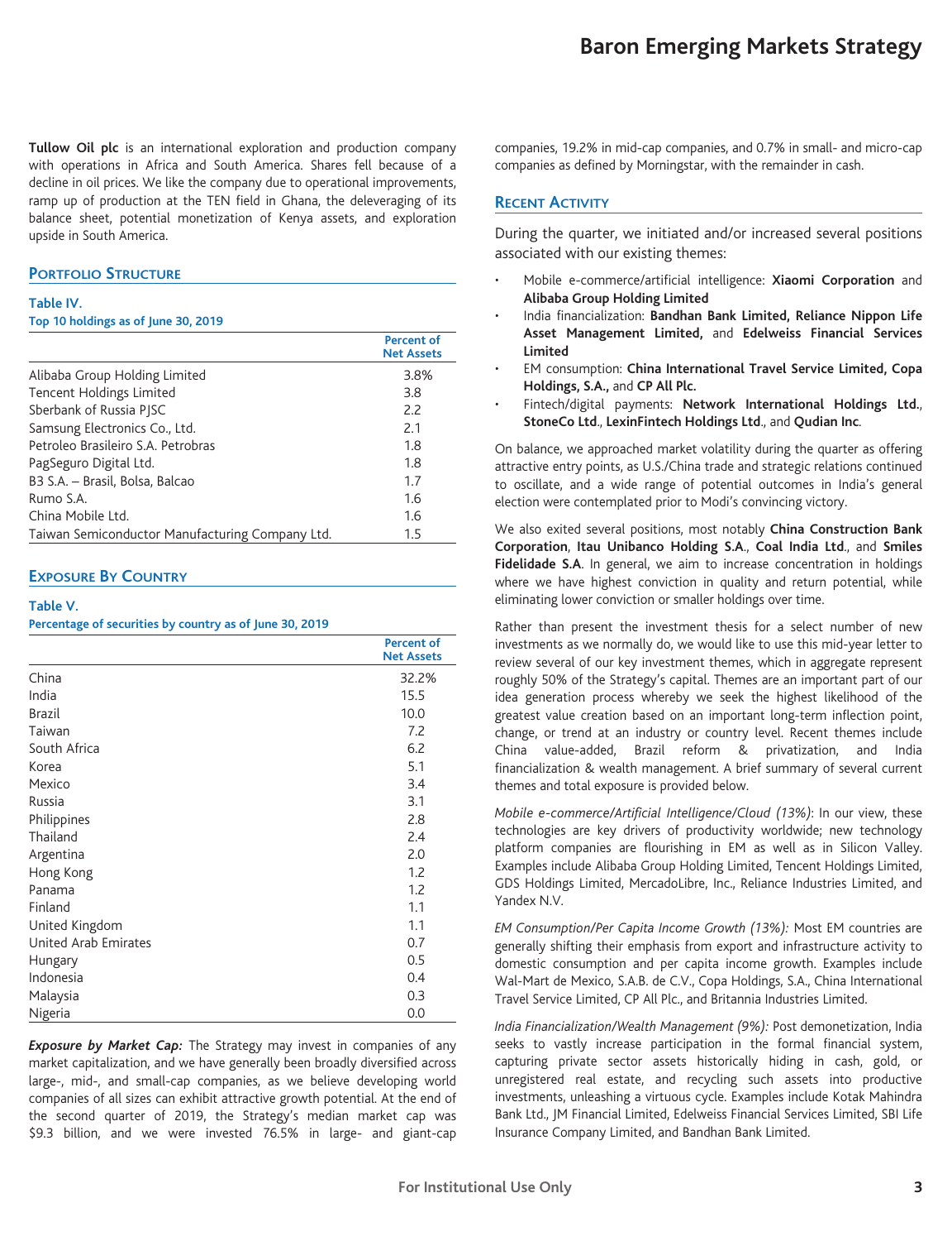**Tullow Oil plc** is an international exploration and production company with operations in Africa and South America. Shares fell because of a decline in oil prices. We like the company due to operational improvements, ramp up of production at the TEN field in Ghana, the deleveraging of its balance sheet, potential monetization of Kenya assets, and exploration upside in South America.

## Portfolio Structure

**Table IV.**
**Top 10 holdings as of June 30, 2019**

| | Percent of Net Assets |
|---|---|
| Alibaba Group Holding Limited | 3.8% |
| Tencent Holdings Limited | 3.8 |
| Sberbank of Russia PJSC | 2.2 |
| Samsung Electronics Co., Ltd. | 2.1 |
| Petroleo Brasileiro S.A. Petrobras | 1.8 |
| PagSeguro Digital Ltd. | 1.8 |
| B3 S.A. – Brasil, Bolsa, Balcao | 1.7 |
| Rumo S.A. | 1.6 |
| China Mobile Ltd. | 1.6 |
| Taiwan Semiconductor Manufacturing Company Ltd. | 1.5 |

## Exposure By Country

**Table V.**
**Percentage of securities by country as of June 30, 2019**

| | Percent of Net Assets |
|---|---|
| China | 32.2% |
| India | 15.5 |
| Brazil | 10.0 |
| Taiwan | 7.2 |
| South Africa | 6.2 |
| Korea | 5.1 |
| Mexico | 3.4 |
| Russia | 3.1 |
| Philippines | 2.8 |
| Thailand | 2.4 |
| Argentina | 2.0 |
| Hong Kong | 1.2 |
| Panama | 1.2 |
| Finland | 1.1 |
| United Kingdom | 1.1 |
| United Arab Emirates | 0.7 |
| Hungary | 0.5 |
| Indonesia | 0.4 |
| Malaysia | 0.3 |
| Nigeria | 0.0 |

***Exposure by Market Cap:*** The Strategy may invest in companies of any market capitalization, and we have generally been broadly diversified across large-, mid-, and small-cap companies, as we believe developing world companies of all sizes can exhibit attractive growth potential. At the end of the second quarter of 2019, the Strategy's median market cap was $9.3 billion, and we were invested 76.5% in large- and giant-cap companies, 19.2% in mid-cap companies, and 0.7% in small- and micro-cap companies as defined by Morningstar, with the remainder in cash.

## Recent Activity

During the quarter, we initiated and/or increased several positions associated with our existing themes:

- Mobile e-commerce/artificial intelligence: **Xiaomi Corporation** and **Alibaba Group Holding Limited**
- India financialization: **Bandhan Bank Limited, Reliance Nippon Life Asset Management Limited,** and **Edelweiss Financial Services Limited**
- EM consumption: **China International Travel Service Limited, Copa Holdings, S.A.,** and **CP All Plc.**
- Fintech/digital payments: **Network International Holdings Ltd.**, **StoneCo Ltd.**, **LexinFintech Holdings Ltd.**, and **Qudian Inc**.

On balance, we approached market volatility during the quarter as offering attractive entry points, as U.S./China trade and strategic relations continued to oscillate, and a wide range of potential outcomes in India's general election were contemplated prior to Modi's convincing victory.

We also exited several positions, most notably **China Construction Bank Corporation**, **Itau Unibanco Holding S.A.**, **Coal India Ltd.**, and **Smiles Fidelidade S.A**. In general, we aim to increase concentration in holdings where we have highest conviction in quality and return potential, while eliminating lower conviction or smaller holdings over time.

Rather than present the investment thesis for a select number of new investments as we normally do, we would like to use this mid-year letter to review several of our key investment themes, which in aggregate represent roughly 50% of the Strategy's capital. Themes are an important part of our idea generation process whereby we seek the highest likelihood of the greatest value creation based on an important long-term inflection point, change, or trend at an industry or country level. Recent themes include China value-added, Brazil reform & privatization, and India financialization & wealth management. A brief summary of several current themes and total exposure is provided below.

*Mobile e-commerce/Artificial Intelligence/Cloud (13%)*: In our view, these technologies are key drivers of productivity worldwide; new technology platform companies are flourishing in EM as well as in Silicon Valley. Examples include Alibaba Group Holding Limited, Tencent Holdings Limited, GDS Holdings Limited, MercadoLibre, Inc., Reliance Industries Limited, and Yandex N.V.

*EM Consumption/Per Capita Income Growth (13%):* Most EM countries are generally shifting their emphasis from export and infrastructure activity to domestic consumption and per capita income growth. Examples include Wal-Mart de Mexico, S.A.B. de C.V., Copa Holdings, S.A., China International Travel Service Limited, CP All Plc., and Britannia Industries Limited.

*India Financialization/Wealth Management (9%):* Post demonetization, India seeks to vastly increase participation in the formal financial system, capturing private sector assets historically hiding in cash, gold, or unregistered real estate, and recycling such assets into productive investments, unleashing a virtuous cycle. Examples include Kotak Mahindra Bank Ltd., JM Financial Limited, Edelweiss Financial Services Limited, SBI Life Insurance Company Limited, and Bandhan Bank Limited.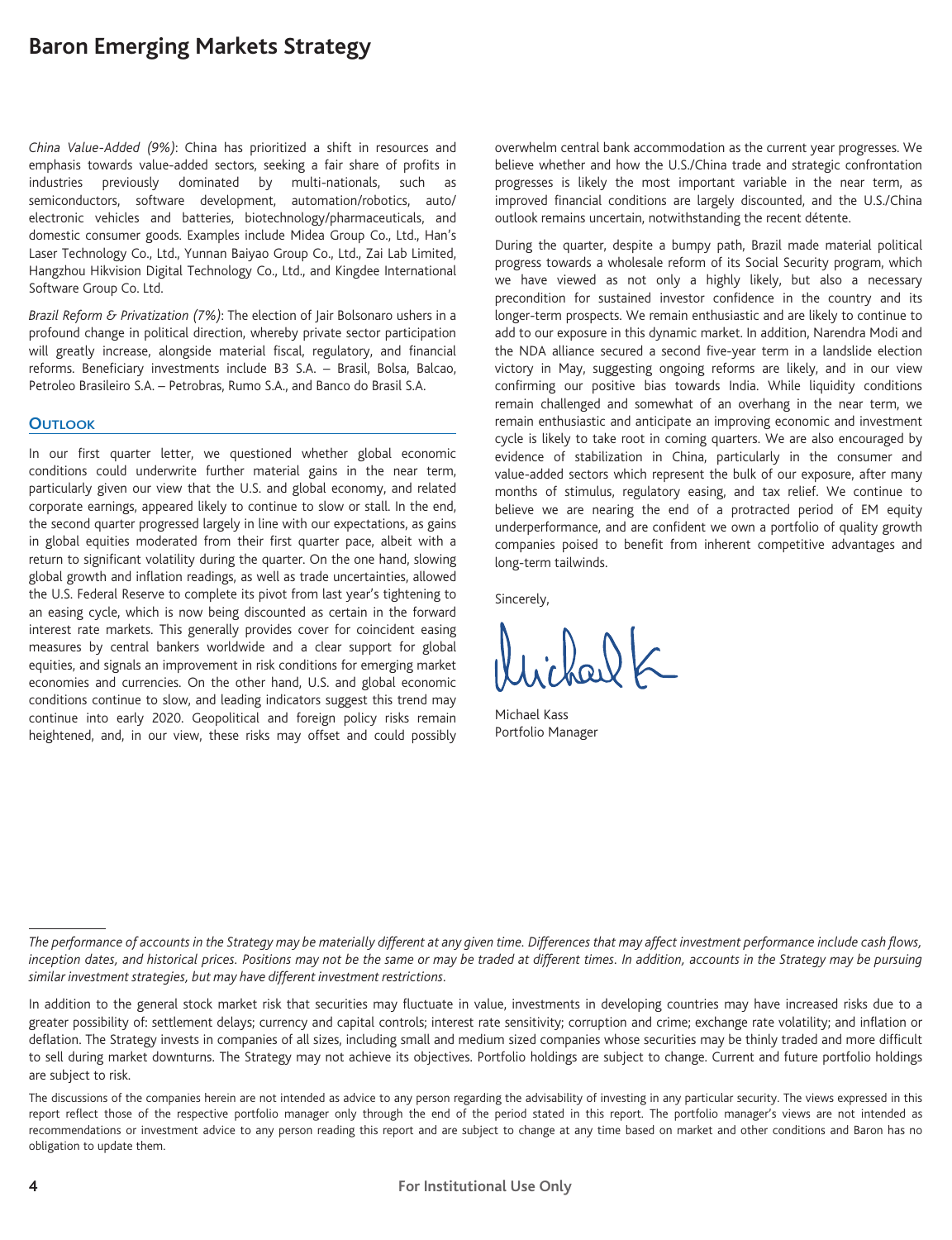*China Value-Added (9%)*: China has prioritized a shift in resources and emphasis towards value-added sectors, seeking a fair share of profits in industries previously dominated by multi-nationals, such as semiconductors, software development, automation/robotics, auto/electronic vehicles and batteries, biotechnology/pharmaceuticals, and domestic consumer goods. Examples include Midea Group Co., Ltd., Han's Laser Technology Co., Ltd., Yunnan Baiyao Group Co., Ltd., Zai Lab Limited, Hangzhou Hikvision Digital Technology Co., Ltd., and Kingdee International Software Group Co. Ltd.

*Brazil Reform & Privatization (7%)*: The election of Jair Bolsonaro ushers in a profound change in political direction, whereby private sector participation will greatly increase, alongside material fiscal, regulatory, and financial reforms. Beneficiary investments include B3 S.A. – Brasil, Bolsa, Balcao, Petroleo Brasileiro S.A. – Petrobras, Rumo S.A., and Banco do Brasil S.A.

## Outlook

In our first quarter letter, we questioned whether global economic conditions could underwrite further material gains in the near term, particularly given our view that the U.S. and global economy, and related corporate earnings, appeared likely to continue to slow or stall. In the end, the second quarter progressed largely in line with our expectations, as gains in global equities moderated from their first quarter pace, albeit with a return to significant volatility during the quarter. On the one hand, slowing global growth and inflation readings, as well as trade uncertainties, allowed the U.S. Federal Reserve to complete its pivot from last year's tightening to an easing cycle, which is now being discounted as certain in the forward interest rate markets. This generally provides cover for coincident easing measures by central bankers worldwide and a clear support for global equities, and signals an improvement in risk conditions for emerging market economies and currencies. On the other hand, U.S. and global economic conditions continue to slow, and leading indicators suggest this trend may continue into early 2020. Geopolitical and foreign policy risks remain heightened, and, in our view, these risks may offset and could possibly overwhelm central bank accommodation as the current year progresses. We believe whether and how the U.S./China trade and strategic confrontation progresses is likely the most important variable in the near term, as improved financial conditions are largely discounted, and the U.S./China outlook remains uncertain, notwithstanding the recent détente.

During the quarter, despite a bumpy path, Brazil made material political progress towards a wholesale reform of its Social Security program, which we have viewed as not only a highly likely, but also a necessary precondition for sustained investor confidence in the country and its longer-term prospects. We remain enthusiastic and are likely to continue to add to our exposure in this dynamic market. In addition, Narendra Modi and the NDA alliance secured a second five-year term in a landslide election victory in May, suggesting ongoing reforms are likely, and in our view confirming our positive bias towards India. While liquidity conditions remain challenged and somewhat of an overhang in the near term, we remain enthusiastic and anticipate an improving economic and investment cycle is likely to take root in coming quarters. We are also encouraged by evidence of stabilization in China, particularly in the consumer and value-added sectors which represent the bulk of our exposure, after many months of stimulus, regulatory easing, and tax relief. We continue to believe we are nearing the end of a protracted period of EM equity underperformance, and are confident we own a portfolio of quality growth companies poised to benefit from inherent competitive advantages and long-term tailwinds.

Sincerely,

Michael Kass
Portfolio Manager

---

*The performance of accounts in the Strategy may be materially different at any given time. Differences that may affect investment performance include cash flows, inception dates, and historical prices. Positions may not be the same or may be traded at different times. In addition, accounts in the Strategy may be pursuing similar investment strategies, but may have different investment restrictions.*

In addition to the general stock market risk that securities may fluctuate in value, investments in developing countries may have increased risks due to a greater possibility of: settlement delays; currency and capital controls; interest rate sensitivity; corruption and crime; exchange rate volatility; and inflation or deflation. The Strategy invests in companies of all sizes, including small and medium sized companies whose securities may be thinly traded and more difficult to sell during market downturns. The Strategy may not achieve its objectives. Portfolio holdings are subject to change. Current and future portfolio holdings are subject to risk.

The discussions of the companies herein are not intended as advice to any person regarding the advisability of investing in any particular security. The views expressed in this report reflect those of the respective portfolio manager only through the end of the period stated in this report. The portfolio manager's views are not intended as recommendations or investment advice to any person reading this report and are subject to change at any time based on market and other conditions and Baron has no obligation to update them.